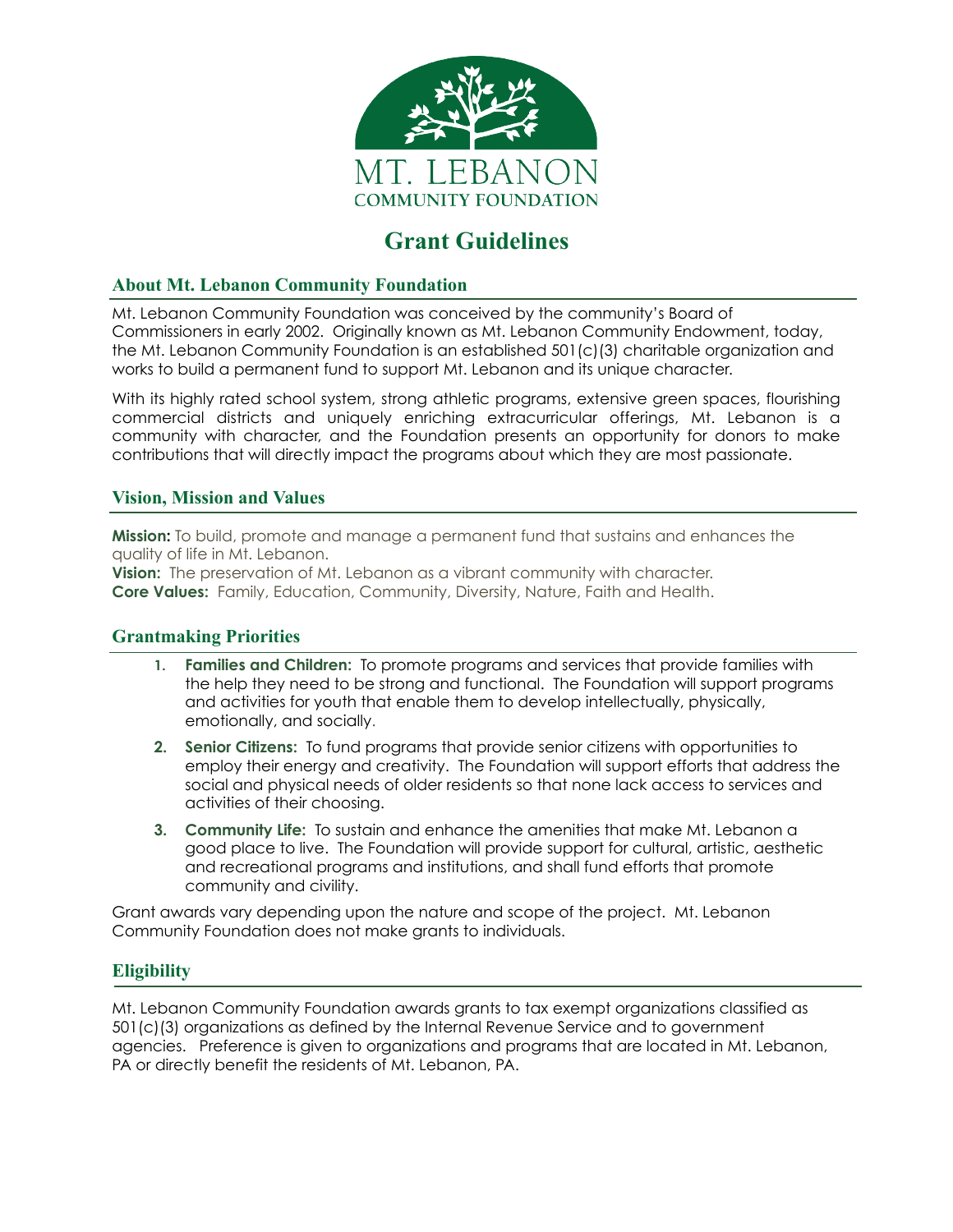MT. LEBANON
COMMUNITY FOUNDATION

# Grant Guidelines

## About Mt. Lebanon Community Foundation

Mt. Lebanon Community Foundation was conceived by the community's Board of Commissioners in early 2002. Originally known as Mt. Lebanon Community Endowment, today, the Mt. Lebanon Community Foundation is an established 501(c)(3) charitable organization and works to build a permanent fund to support Mt. Lebanon and its unique character.

With its highly rated school system, strong athletic programs, extensive green spaces, flourishing commercial districts and uniquely enriching extracurricular offerings, Mt. Lebanon is a community with character, and the Foundation presents an opportunity for donors to make contributions that will directly impact the programs about which they are most passionate.

## Vision, Mission and Values

**Mission:** To build, promote and manage a permanent fund that sustains and enhances the quality of life in Mt. Lebanon.
**Vision:** The preservation of Mt. Lebanon as a vibrant community with character.
**Core Values:** Family, Education, Community, Diversity, Nature, Faith and Health.

## Grantmaking Priorities

1. **Families and Children:** To promote programs and services that provide families with the help they need to be strong and functional. The Foundation will support programs and activities for youth that enable them to develop intellectually, physically, emotionally, and socially.
2. **Senior Citizens:** To fund programs that provide senior citizens with opportunities to employ their energy and creativity. The Foundation will support efforts that address the social and physical needs of older residents so that none lack access to services and activities of their choosing.
3. **Community Life:** To sustain and enhance the amenities that make Mt. Lebanon a good place to live. The Foundation will provide support for cultural, artistic, aesthetic and recreational programs and institutions, and shall fund efforts that promote community and civility.

Grant awards vary depending upon the nature and scope of the project. Mt. Lebanon Community Foundation does not make grants to individuals.

## Eligibility

Mt. Lebanon Community Foundation awards grants to tax exempt organizations classified as 501(c)(3) organizations as defined by the Internal Revenue Service and to government agencies. Preference is given to organizations and programs that are located in Mt. Lebanon, PA or directly benefit the residents of Mt. Lebanon, PA.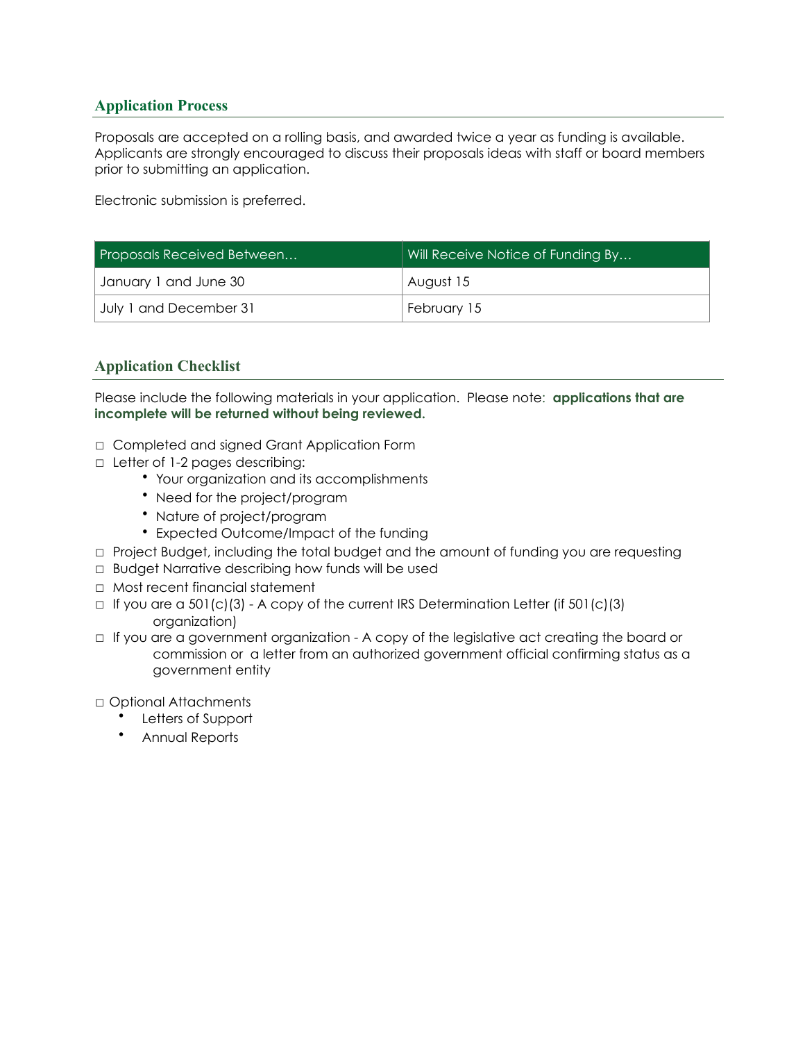## Application Process

Proposals are accepted on a rolling basis, and awarded twice a year as funding is available. Applicants are strongly encouraged to discuss their proposals ideas with staff or board members prior to submitting an application.

Electronic submission is preferred.

| Proposals Received Between… | Will Receive Notice of Funding By… |
|---|---|
| January 1 and June 30 | August 15 |
| July 1 and December 31 | February 15 |

## Application Checklist

Please include the following materials in your application. Please note: **applications that are incomplete will be returned without being reviewed.**

- □ Completed and signed Grant Application Form
- □ Letter of 1-2 pages describing:
  - Your organization and its accomplishments
  - Need for the project/program
  - Nature of project/program
  - Expected Outcome/Impact of the funding
- □ Project Budget, including the total budget and the amount of funding you are requesting
- □ Budget Narrative describing how funds will be used
- □ Most recent financial statement
- □ If you are a 501(c)(3) - A copy of the current IRS Determination Letter (if 501(c)(3) organization)
- □ If you are a government organization - A copy of the legislative act creating the board or commission or a letter from an authorized government official confirming status as a government entity

- □ Optional Attachments
  - Letters of Support
  - Annual Reports